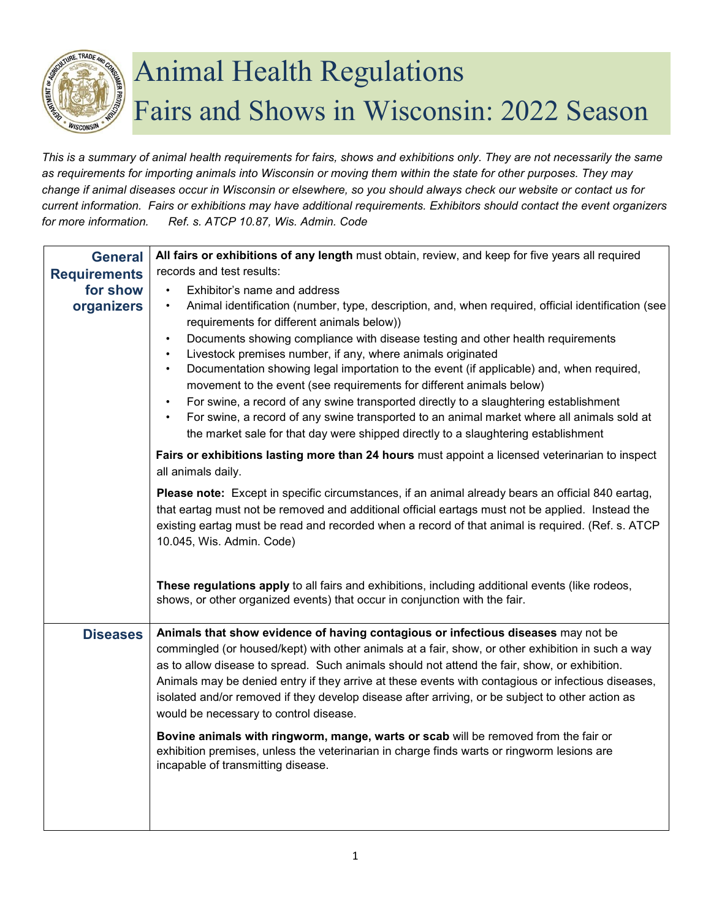# Animal Health Regulations
# Fairs and Shows in Wisconsin: 2022 Season

*This is a summary of animal health requirements for fairs, shows and exhibitions only. They are not necessarily the same as requirements for importing animals into Wisconsin or moving them within the state for other purposes. They may change if animal diseases occur in Wisconsin or elsewhere, so you should always check our website or contact us for current information. Fairs or exhibitions may have additional requirements. Exhibitors should contact the event organizers for more information. Ref. s. ATCP 10.87, Wis. Admin. Code*

| | |
|---|---|
| **General Requirements for show organizers** | **All fairs or exhibitions of any length** must obtain, review, and keep for five years all required records and test results:<br>• Exhibitor's name and address<br>• Animal identification (number, type, description, and, when required, official identification (see requirements for different animals below))<br>• Documents showing compliance with disease testing and other health requirements<br>• Livestock premises number, if any, where animals originated<br>• Documentation showing legal importation to the event (if applicable) and, when required, movement to the event (see requirements for different animals below)<br>• For swine, a record of any swine transported directly to a slaughtering establishment<br>• For swine, a record of any swine transported to an animal market where all animals sold at the market sale for that day were shipped directly to a slaughtering establishment<br><br>**Fairs or exhibitions lasting more than 24 hours** must appoint a licensed veterinarian to inspect all animals daily.<br><br>**Please note:** Except in specific circumstances, if an animal already bears an official 840 eartag, that eartag must not be removed and additional official eartags must not be applied. Instead the existing eartag must be read and recorded when a record of that animal is required. (Ref. s. ATCP 10.045, Wis. Admin. Code)<br><br>**These regulations apply** to all fairs and exhibitions, including additional events (like rodeos, shows, or other organized events) that occur in conjunction with the fair. |
| **Diseases** | **Animals that show evidence of having contagious or infectious diseases** may not be commingled (or housed/kept) with other animals at a fair, show, or other exhibition in such a way as to allow disease to spread. Such animals should not attend the fair, show, or exhibition. Animals may be denied entry if they arrive at these events with contagious or infectious diseases, isolated and/or removed if they develop disease after arriving, or be subject to other action as would be necessary to control disease.<br><br>**Bovine animals with ringworm, mange, warts or scab** will be removed from the fair or exhibition premises, unless the veterinarian in charge finds warts or ringworm lesions are incapable of transmitting disease. |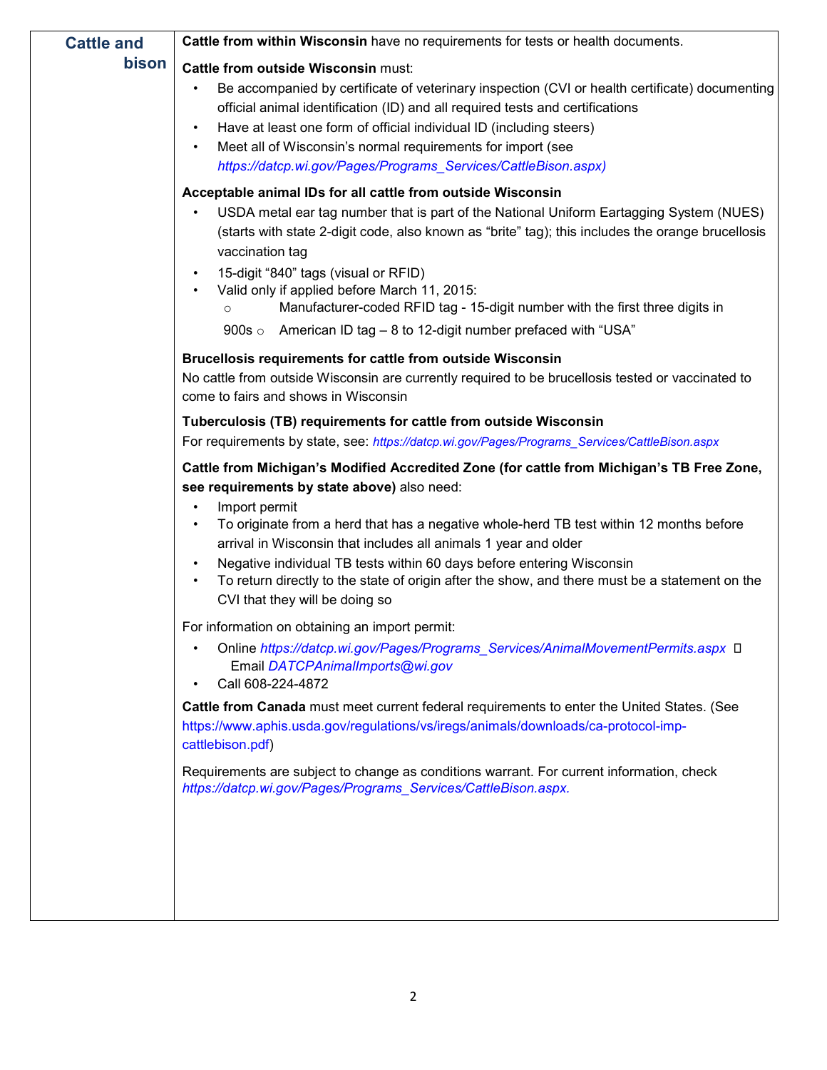## Cattle and bison

**Cattle from within Wisconsin** have no requirements for tests or health documents.

**Cattle from outside Wisconsin** must:

- Be accompanied by certificate of veterinary inspection (CVI or health certificate) documenting official animal identification (ID) and all required tests and certifications
- Have at least one form of official individual ID (including steers)
- Meet all of Wisconsin's normal requirements for import (see *https://datcp.wi.gov/Pages/Programs_Services/CattleBison.aspx)*

**Acceptable animal IDs for all cattle from outside Wisconsin**

- USDA metal ear tag number that is part of the National Uniform Eartagging System (NUES) (starts with state 2-digit code, also known as "brite" tag); this includes the orange brucellosis vaccination tag
- 15-digit "840" tags (visual or RFID)
- Valid only if applied before March 11, 2015:
  - Manufacturer-coded RFID tag - 15-digit number with the first three digits in 900s
  - American ID tag – 8 to 12-digit number prefaced with "USA"

**Brucellosis requirements for cattle from outside Wisconsin**

No cattle from outside Wisconsin are currently required to be brucellosis tested or vaccinated to come to fairs and shows in Wisconsin

**Tuberculosis (TB) requirements for cattle from outside Wisconsin**

For requirements by state, see: *https://datcp.wi.gov/Pages/Programs_Services/CattleBison.aspx*

**Cattle from Michigan's Modified Accredited Zone (for cattle from Michigan's TB Free Zone, see requirements by state above)** also need:

- Import permit
- To originate from a herd that has a negative whole-herd TB test within 12 months before arrival in Wisconsin that includes all animals 1 year and older
- Negative individual TB tests within 60 days before entering Wisconsin
- To return directly to the state of origin after the show, and there must be a statement on the CVI that they will be doing so

For information on obtaining an import permit:

- Online *https://datcp.wi.gov/Pages/Programs_Services/AnimalMovementPermits.aspx*
- Email *DATCPAnimalImports@wi.gov*
- Call 608-224-4872

**Cattle from Canada** must meet current federal requirements to enter the United States. (See https://www.aphis.usda.gov/regulations/vs/iregs/animals/downloads/ca-protocol-imp-cattlebison.pdf)

Requirements are subject to change as conditions warrant. For current information, check *https://datcp.wi.gov/Pages/Programs_Services/CattleBison.aspx.*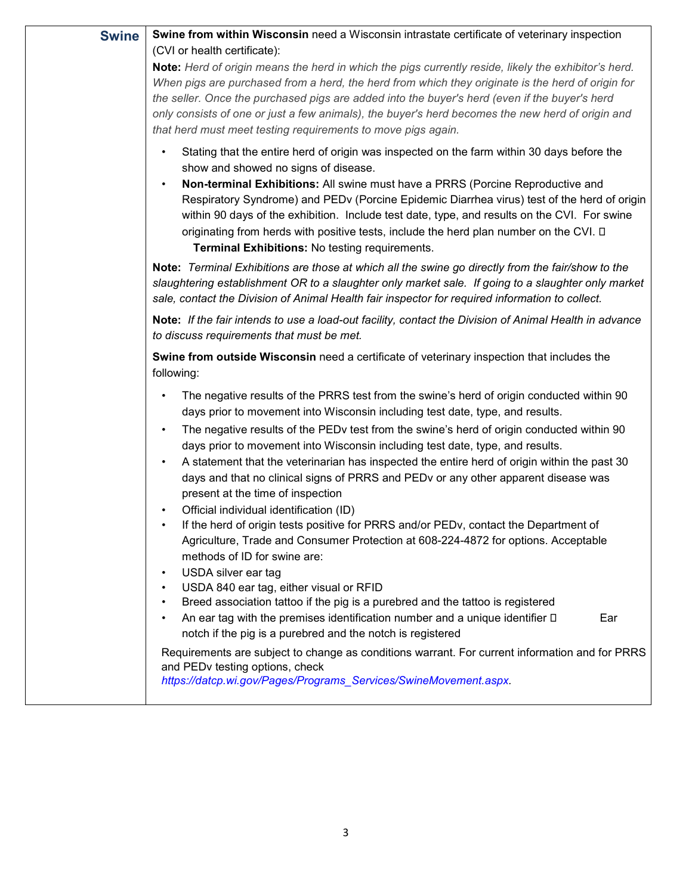| **Swine** | **Swine from within Wisconsin** need a Wisconsin intrastate certificate of veterinary inspection (CVI or health certificate):<br>**Note:** *Herd of origin means the herd in which the pigs currently reside, likely the exhibitor's herd. When pigs are purchased from a herd, the herd from which they originate is the herd of origin for the seller. Once the purchased pigs are added into the buyer's herd (even if the buyer's herd only consists of one or just a few animals), the buyer's herd becomes the new herd of origin and that herd must meet testing requirements to move pigs again.*<br>• Stating that the entire herd of origin was inspected on the farm within 30 days before the show and showed no signs of disease.<br>• **Non-terminal Exhibitions:** All swine must have a PRRS (Porcine Reproductive and Respiratory Syndrome) and PEDv (Porcine Epidemic Diarrhea virus) test of the herd of origin within 90 days of the exhibition. Include test date, type, and results on the CVI. For swine originating from herds with positive tests, include the herd plan number on the CVI. <br>• **Terminal Exhibitions:** No testing requirements.<br>**Note:** *Terminal Exhibitions are those at which all the swine go directly from the fair/show to the slaughtering establishment OR to a slaughter only market sale. If going to a slaughter only market sale, contact the Division of Animal Health fair inspector for required information to collect.*<br>**Note:** *If the fair intends to use a load-out facility, contact the Division of Animal Health in advance to discuss requirements that must be met.*<br>**Swine from outside Wisconsin** need a certificate of veterinary inspection that includes the following:<br>• The negative results of the PRRS test from the swine's herd of origin conducted within 90 days prior to movement into Wisconsin including test date, type, and results.<br>• The negative results of the PEDv test from the swine's herd of origin conducted within 90 days prior to movement into Wisconsin including test date, type, and results.<br>• A statement that the veterinarian has inspected the entire herd of origin within the past 30 days and that no clinical signs of PRRS and PEDv or any other apparent disease was present at the time of inspection<br>• Official individual identification (ID)<br>• If the herd of origin tests positive for PRRS and/or PEDv, contact the Department of Agriculture, Trade and Consumer Protection at 608-224-4872 for options. Acceptable methods of ID for swine are:<br>• USDA silver ear tag<br>• USDA 840 ear tag, either visual or RFID<br>• Breed association tattoo if the pig is a purebred and the tattoo is registered<br>• An ear tag with the premises identification number and a unique identifier <br>• Ear notch if the pig is a purebred and the notch is registered<br>Requirements are subject to change as conditions warrant. For current information and for PRRS and PEDv testing options, check *https://datcp.wi.gov/Pages/Programs_Services/SwineMovement.aspx.* |
|---|---|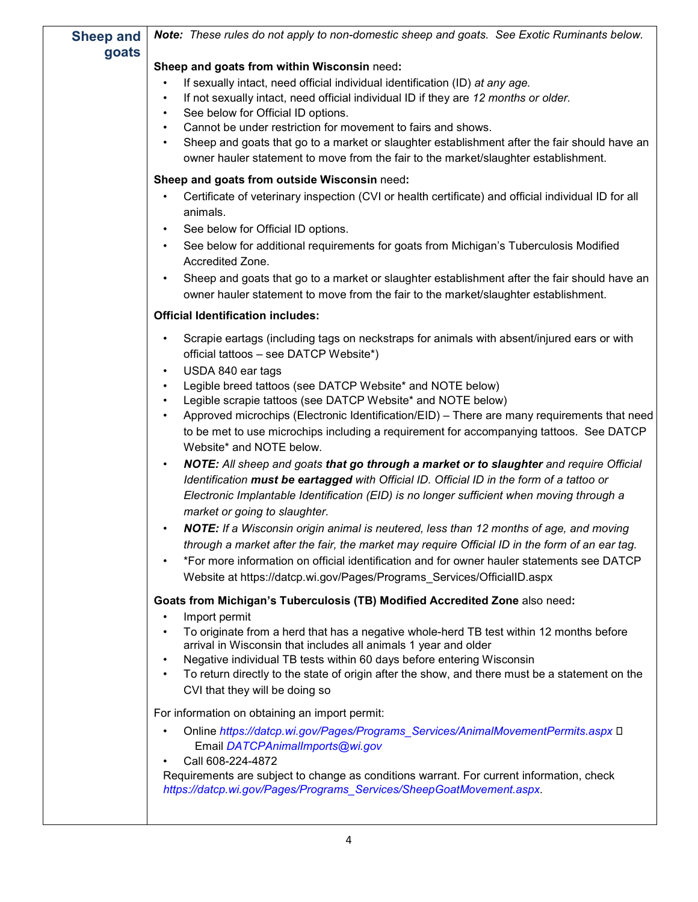## Sheep and goats

***Note:** These rules do not apply to non-domestic sheep and goats. See Exotic Ruminants below.*

**Sheep and goats from within Wisconsin** need**:**

- If sexually intact, need official individual identification (ID) *at any age.*
- If not sexually intact, need official individual ID if they are *12 months or older.*
- See below for Official ID options.
- Cannot be under restriction for movement to fairs and shows.
- Sheep and goats that go to a market or slaughter establishment after the fair should have an owner hauler statement to move from the fair to the market/slaughter establishment.

**Sheep and goats from outside Wisconsin** need**:**

- Certificate of veterinary inspection (CVI or health certificate) and official individual ID for all animals.
- See below for Official ID options.
- See below for additional requirements for goats from Michigan's Tuberculosis Modified Accredited Zone.
- Sheep and goats that go to a market or slaughter establishment after the fair should have an owner hauler statement to move from the fair to the market/slaughter establishment.

**Official Identification includes:**

- Scrapie eartags (including tags on neckstraps for animals with absent/injured ears or with official tattoos – see DATCP Website*)
- USDA 840 ear tags
- Legible breed tattoos (see DATCP Website* and NOTE below)
- Legible scrapie tattoos (see DATCP Website* and NOTE below)
- Approved microchips (Electronic Identification/EID) – There are many requirements that need to be met to use microchips including a requirement for accompanying tattoos. See DATCP Website* and NOTE below.
- ***NOTE:** All sheep and goats **that go through a market or to slaughter** and require Official Identification **must be eartagged** with Official ID. Official ID in the form of a tattoo or Electronic Implantable Identification (EID) is no longer sufficient when moving through a market or going to slaughter.*
- ***NOTE:** If a Wisconsin origin animal is neutered, less than 12 months of age, and moving through a market after the fair, the market may require Official ID in the form of an ear tag.*
- *For more information on official identification and for owner hauler statements see DATCP Website at https://datcp.wi.gov/Pages/Programs_Services/OfficialID.aspx

**Goats from Michigan's Tuberculosis (TB) Modified Accredited Zone** also need**:**

- Import permit
- To originate from a herd that has a negative whole-herd TB test within 12 months before arrival in Wisconsin that includes all animals 1 year and older
- Negative individual TB tests within 60 days before entering Wisconsin
- To return directly to the state of origin after the show, and there must be a statement on the CVI that they will be doing so

For information on obtaining an import permit:

- Online *https://datcp.wi.gov/Pages/Programs_Services/AnimalMovementPermits.aspx*
- Email *DATCPAnimalImports@wi.gov*
- Call 608-224-4872

Requirements are subject to change as conditions warrant. For current information, check *https://datcp.wi.gov/Pages/Programs_Services/SheepGoatMovement.aspx.*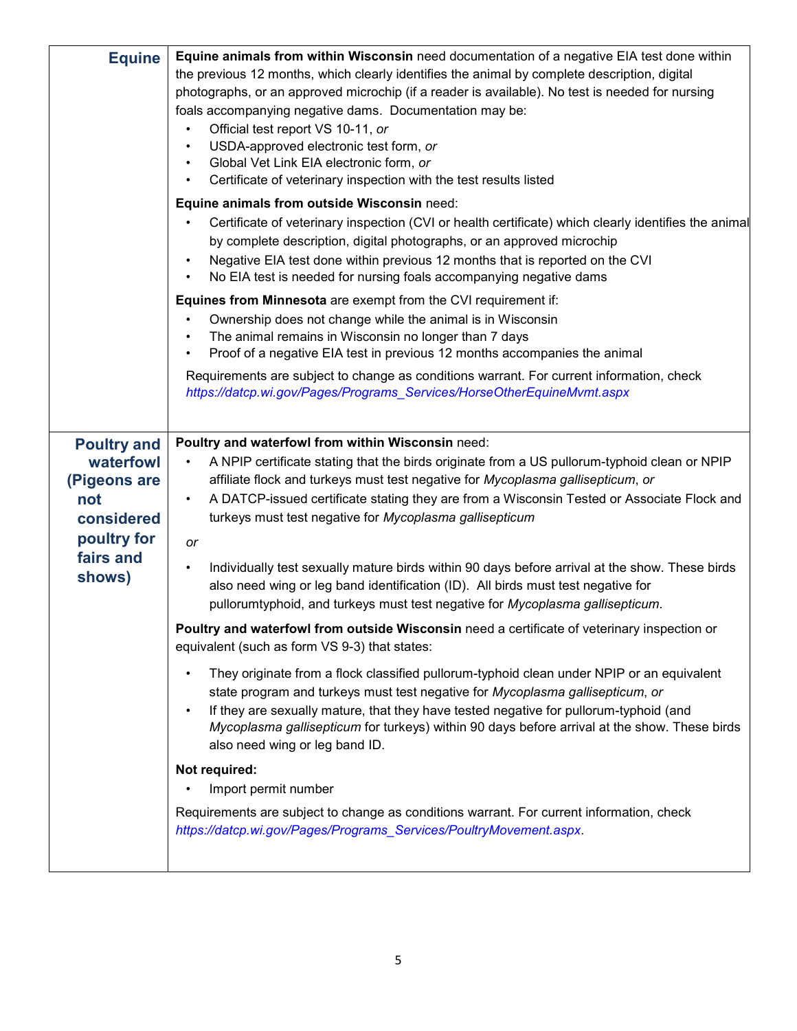| | |
|---|---|
| **Equine** | **Equine animals from within Wisconsin** need documentation of a negative EIA test done within the previous 12 months, which clearly identifies the animal by complete description, digital photographs, or an approved microchip (if a reader is available). No test is needed for nursing foals accompanying negative dams. Documentation may be:<br>• Official test report VS 10-11, *or*<br>• USDA-approved electronic test form, *or*<br>• Global Vet Link EIA electronic form, *or*<br>• Certificate of veterinary inspection with the test results listed<br><br>**Equine animals from outside Wisconsin** need:<br>• Certificate of veterinary inspection (CVI or health certificate) which clearly identifies the animal by complete description, digital photographs, or an approved microchip<br>• Negative EIA test done within previous 12 months that is reported on the CVI<br>• No EIA test is needed for nursing foals accompanying negative dams<br><br>**Equines from Minnesota** are exempt from the CVI requirement if:<br>• Ownership does not change while the animal is in Wisconsin<br>• The animal remains in Wisconsin no longer than 7 days<br>• Proof of a negative EIA test in previous 12 months accompanies the animal<br><br>Requirements are subject to change as conditions warrant. For current information, check *https://datcp.wi.gov/Pages/Programs_Services/HorseOtherEquineMvmt.aspx* |
| **Poultry and waterfowl (Pigeons are not considered poultry for fairs and shows)** | **Poultry and waterfowl from within Wisconsin** need:<br>• A NPIP certificate stating that the birds originate from a US pullorum-typhoid clean or NPIP affiliate flock and turkeys must test negative for *Mycoplasma gallisepticum*, *or*<br>• A DATCP-issued certificate stating they are from a Wisconsin Tested or Associate Flock and turkeys must test negative for *Mycoplasma gallisepticum*<br><br>*or*<br><br>• Individually test sexually mature birds within 90 days before arrival at the show. These birds also need wing or leg band identification (ID). All birds must test negative for pullorumtyphoid, and turkeys must test negative for *Mycoplasma gallisepticum*.<br><br>**Poultry and waterfowl from outside Wisconsin** need a certificate of veterinary inspection or equivalent (such as form VS 9-3) that states:<br>• They originate from a flock classified pullorum-typhoid clean under NPIP or an equivalent state program and turkeys must test negative for *Mycoplasma gallisepticum*, *or*<br>• If they are sexually mature, that they have tested negative for pullorum-typhoid (and *Mycoplasma gallisepticum* for turkeys) within 90 days before arrival at the show. These birds also need wing or leg band ID.<br><br>**Not required:**<br>• Import permit number<br><br>Requirements are subject to change as conditions warrant. For current information, check *https://datcp.wi.gov/Pages/Programs_Services/PoultryMovement.aspx*. |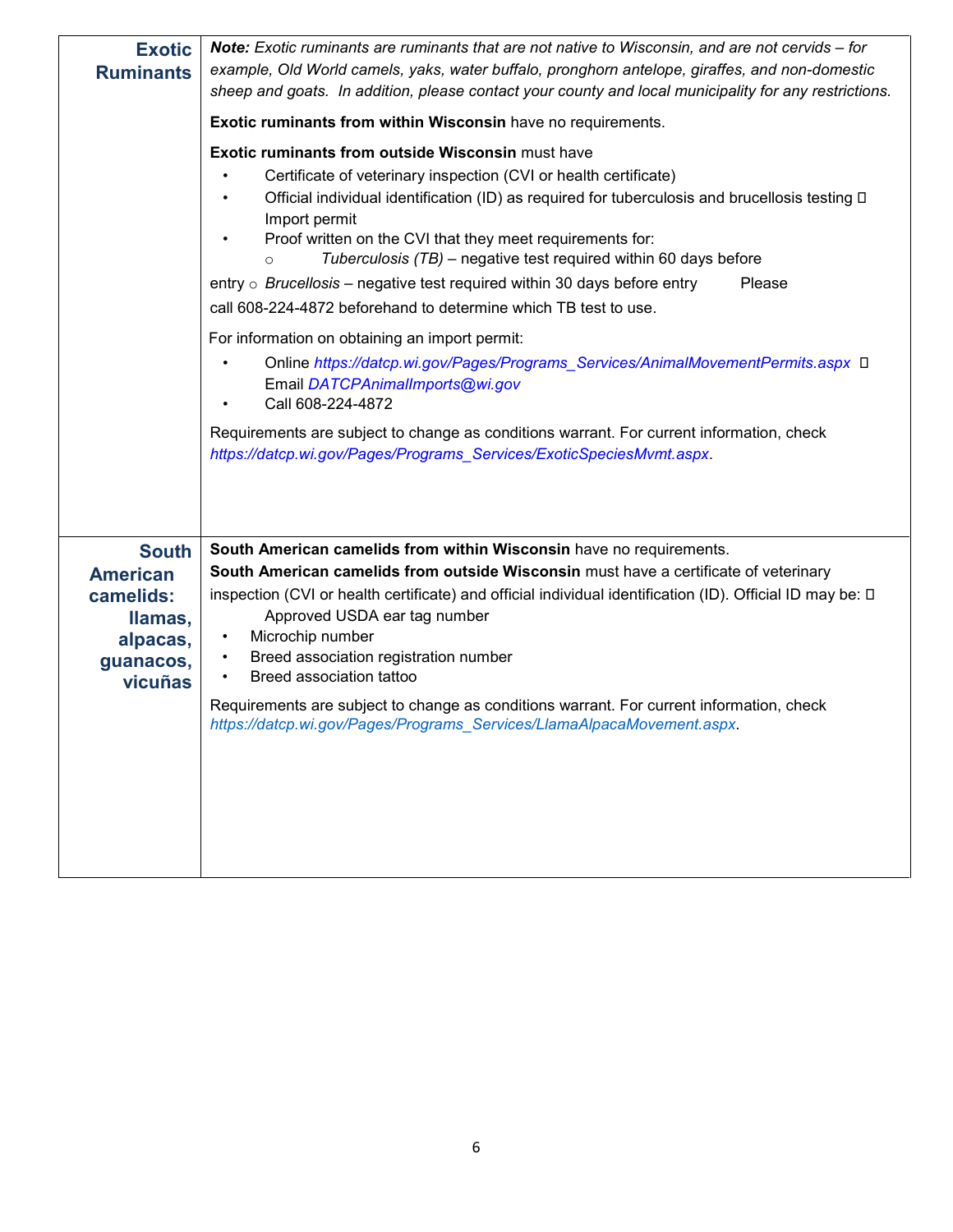| | |
|---|---|
| **Exotic Ruminants** | ***Note:*** *Exotic ruminants are ruminants that are not native to Wisconsin, and are not cervids – for example, Old World camels, yaks, water buffalo, pronghorn antelope, giraffes, and non-domestic sheep and goats. In addition, please contact your county and local municipality for any restrictions.*<br><br>**Exotic ruminants from within Wisconsin** have no requirements.<br><br>**Exotic ruminants from outside Wisconsin** must have<br>• Certificate of veterinary inspection (CVI or health certificate)<br>• Official individual identification (ID) as required for tuberculosis and brucellosis testing<br>• Import permit<br>• Proof written on the CVI that they meet requirements for:<br>&nbsp;&nbsp;○ *Tuberculosis (TB)* – negative test required within 60 days before entry<br>&nbsp;&nbsp;○ *Brucellosis* – negative test required within 30 days before entry<br>Please call 608-224-4872 beforehand to determine which TB test to use.<br><br>For information on obtaining an import permit:<br>• Online *https://datcp.wi.gov/Pages/Programs_Services/AnimalMovementPermits.aspx*<br>• Email *DATCPAnimalImports@wi.gov*<br>• Call 608-224-4872<br><br>Requirements are subject to change as conditions warrant. For current information, check *https://datcp.wi.gov/Pages/Programs_Services/ExoticSpeciesMvmt.aspx*. |
| **South American camelids: llamas, alpacas, guanacos, vicuñas** | **South American camelids from within Wisconsin** have no requirements.<br>**South American camelids from outside Wisconsin** must have a certificate of veterinary inspection (CVI or health certificate) and official individual identification (ID). Official ID may be:<br>• Approved USDA ear tag number<br>• Microchip number<br>• Breed association registration number<br>• Breed association tattoo<br><br>Requirements are subject to change as conditions warrant. For current information, check *https://datcp.wi.gov/Pages/Programs_Services/LlamaAlpacaMovement.aspx*. |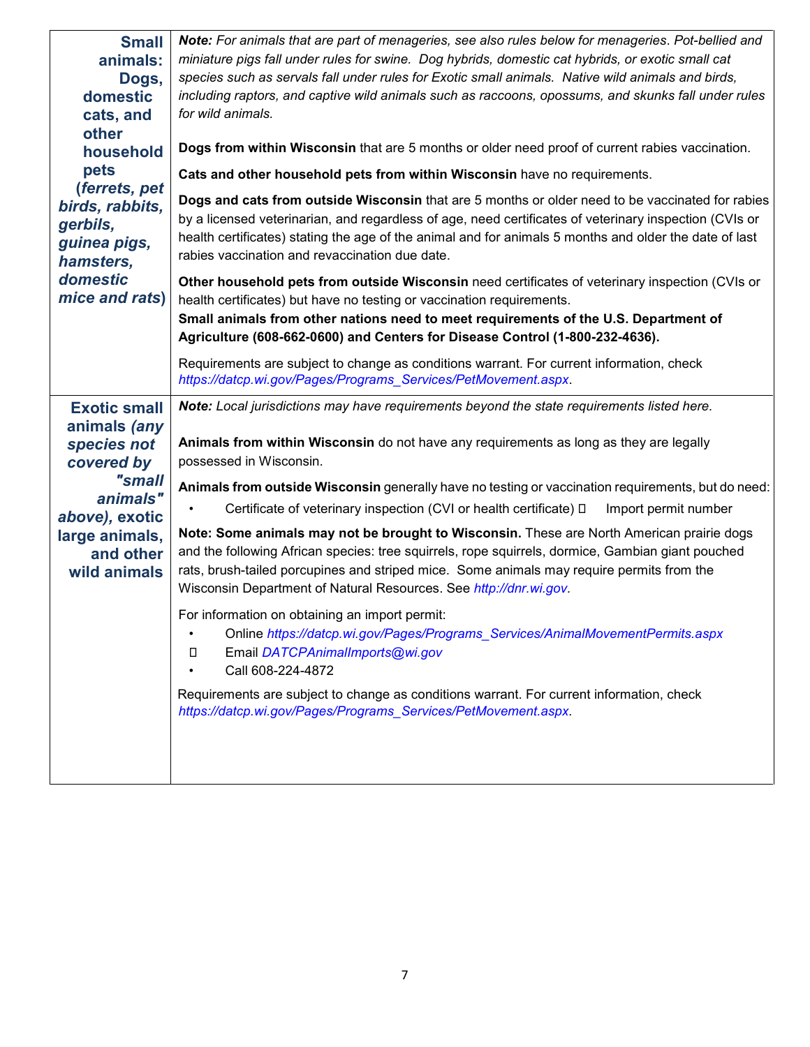| | |
|---|---|
| **Small animals: Dogs, domestic cats, and other household pets** ***(ferrets, pet birds, rabbits, gerbils, guinea pigs, hamsters, domestic mice and rats)*** | ***Note:*** *For animals that are part of menageries, see also rules below for menageries. Pot-bellied and miniature pigs fall under rules for swine. Dog hybrids, domestic cat hybrids, or exotic small cat species such as servals fall under rules for Exotic small animals. Native wild animals and birds, including raptors, and captive wild animals such as raccoons, opossums, and skunks fall under rules for wild animals.*<br><br>**Dogs from within Wisconsin** that are 5 months or older need proof of current rabies vaccination.<br><br>**Cats and other household pets from within Wisconsin** have no requirements.<br><br>**Dogs and cats from outside Wisconsin** that are 5 months or older need to be vaccinated for rabies by a licensed veterinarian, and regardless of age, need certificates of veterinary inspection (CVIs or health certificates) stating the age of the animal and for animals 5 months and older the date of last rabies vaccination and revaccination due date.<br><br>**Other household pets from outside Wisconsin** need certificates of veterinary inspection (CVIs or health certificates) but have no testing or vaccination requirements.<br>**Small animals from other nations need to meet requirements of the U.S. Department of Agriculture (608-662-0600) and Centers for Disease Control (1-800-232-4636).**<br><br>Requirements are subject to change as conditions warrant. For current information, check *https://datcp.wi.gov/Pages/Programs_Services/PetMovement.aspx*. |
| **Exotic small animals *(any species not covered by "small animals" above)*, exotic large animals, and other wild animals** | ***Note:*** *Local jurisdictions may have requirements beyond the state requirements listed here.*<br><br>**Animals from within Wisconsin** do not have any requirements as long as they are legally possessed in Wisconsin.<br><br>**Animals from outside Wisconsin** generally have no testing or vaccination requirements, but do need:<br>• Certificate of veterinary inspection (CVI or health certificate)<br>• Import permit number<br><br>**Note: Some animals may not be brought to Wisconsin.** These are North American prairie dogs and the following African species: tree squirrels, rope squirrels, dormice, Gambian giant pouched rats, brush-tailed porcupines and striped mice. Some animals may require permits from the Wisconsin Department of Natural Resources. See *http://dnr.wi.gov.*<br><br>For information on obtaining an import permit:<br>• Online *https://datcp.wi.gov/Pages/Programs_Services/AnimalMovementPermits.aspx*<br>• Email *DATCPAnimalImports@wi.gov*<br>• Call 608-224-4872<br><br>Requirements are subject to change as conditions warrant. For current information, check *https://datcp.wi.gov/Pages/Programs_Services/PetMovement.aspx.* |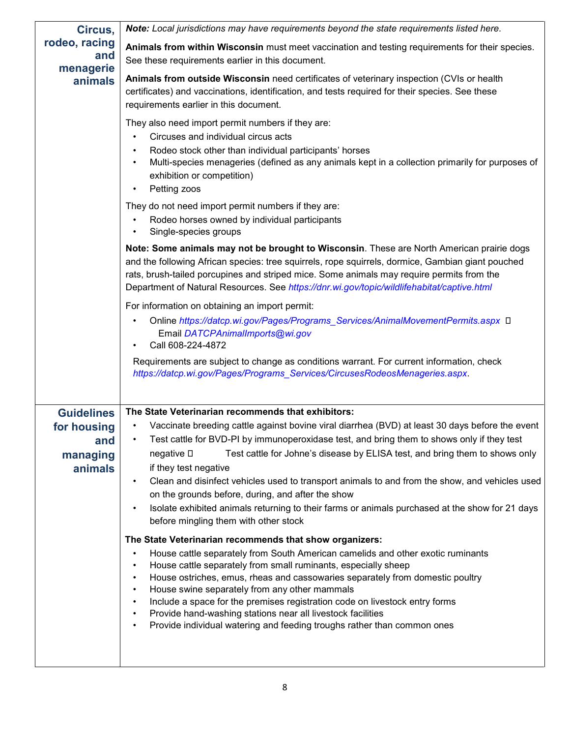## Circus, rodeo, racing and menagerie animals

*Note: Local jurisdictions may have requirements beyond the state requirements listed here.*

**Animals from within Wisconsin** must meet vaccination and testing requirements for their species. See these requirements earlier in this document.

**Animals from outside Wisconsin** need certificates of veterinary inspection (CVIs or health certificates) and vaccinations, identification, and tests required for their species. See these requirements earlier in this document.

They also need import permit numbers if they are:

- Circuses and individual circus acts
- Rodeo stock other than individual participants' horses
- Multi-species menageries (defined as any animals kept in a collection primarily for purposes of exhibition or competition)
- Petting zoos

They do not need import permit numbers if they are:

- Rodeo horses owned by individual participants
- Single-species groups

**Note: Some animals may not be brought to Wisconsin**. These are North American prairie dogs and the following African species: tree squirrels, rope squirrels, dormice, Gambian giant pouched rats, brush-tailed porcupines and striped mice. Some animals may require permits from the Department of Natural Resources. See *https://dnr.wi.gov/topic/wildlifehabitat/captive.html*

For information on obtaining an import permit:

- Online *https://datcp.wi.gov/Pages/Programs_Services/AnimalMovementPermits.aspx*
- Email *DATCPAnimalImports@wi.gov*
- Call 608-224-4872

Requirements are subject to change as conditions warrant. For current information, check *https://datcp.wi.gov/Pages/Programs_Services/CircusesRodeosMenageries.aspx*.

## Guidelines for housing and managing animals

**The State Veterinarian recommends that exhibitors:**

- Vaccinate breeding cattle against bovine viral diarrhea (BVD) at least 30 days before the event
- Test cattle for BVD-PI by immunoperoxidase test, and bring them to shows only if they test negative
- Test cattle for Johne's disease by ELISA test, and bring them to shows only if they test negative
- Clean and disinfect vehicles used to transport animals to and from the show, and vehicles used on the grounds before, during, and after the show
- Isolate exhibited animals returning to their farms or animals purchased at the show for 21 days before mingling them with other stock

**The State Veterinarian recommends that show organizers:**

- House cattle separately from South American camelids and other exotic ruminants
- House cattle separately from small ruminants, especially sheep
- House ostriches, emus, rheas and cassowaries separately from domestic poultry
- House swine separately from any other mammals
- Include a space for the premises registration code on livestock entry forms
- Provide hand-washing stations near all livestock facilities
- Provide individual watering and feeding troughs rather than common ones